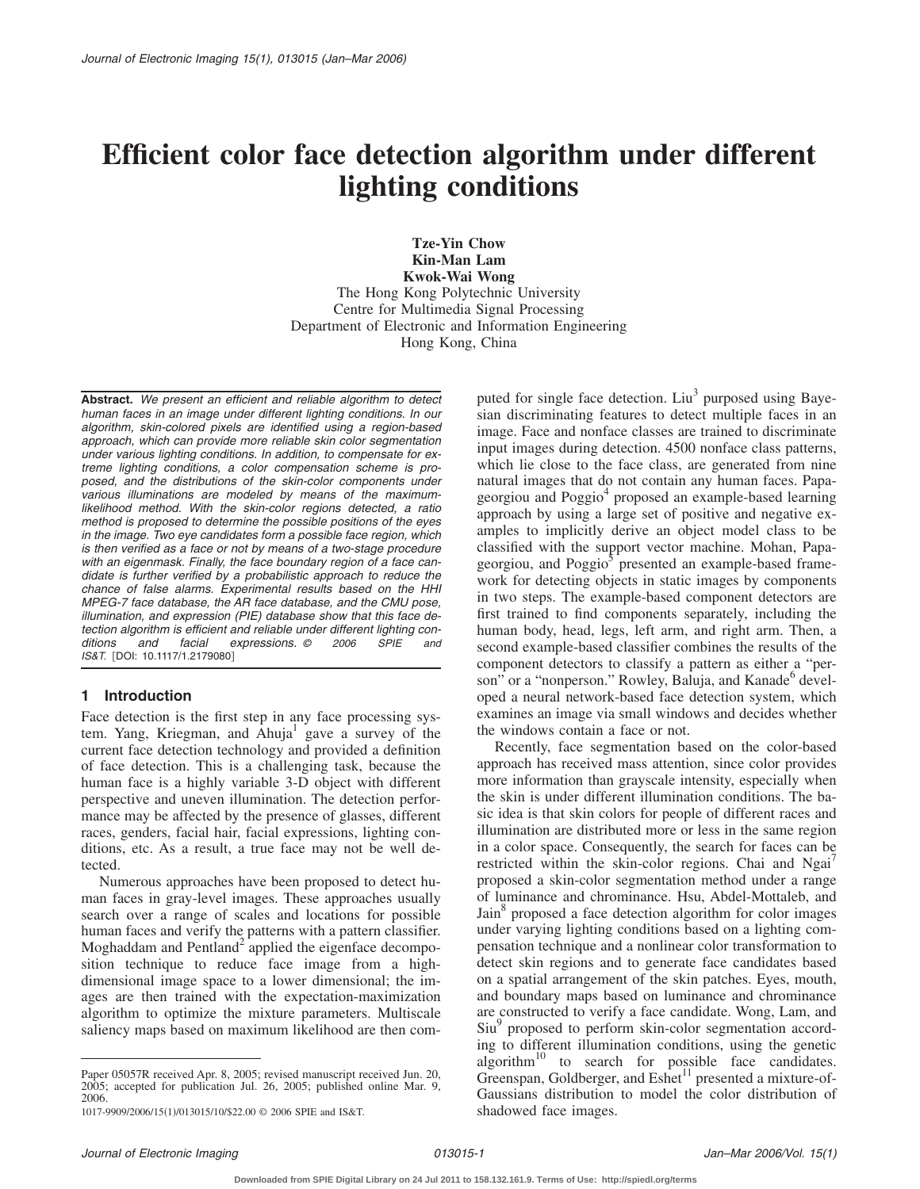# Efficient color face detection algorithm under different lighting conditions

**Tze-Yin Chow**
**Kin-Man Lam**
**Kwok-Wai Wong**
The Hong Kong Polytechnic University
Centre for Multimedia Signal Processing
Department of Electronic and Information Engineering
Hong Kong, China

**Abstract.** *We present an efficient and reliable algorithm to detect human faces in an image under different lighting conditions. In our algorithm, skin-colored pixels are identified using a region-based approach, which can provide more reliable skin color segmentation under various lighting conditions. In addition, to compensate for extreme lighting conditions, a color compensation scheme is proposed, and the distributions of the skin-color components under various illuminations are modeled by means of the maximum-likelihood method. With the skin-color regions detected, a ratio method is proposed to determine the possible positions of the eyes in the image. Two eye candidates form a possible face region, which is then verified as a face or not by means of a two-stage procedure with an eigenmask. Finally, the face boundary region of a face candidate is further verified by a probabilistic approach to reduce the chance of false alarms. Experimental results based on the HHI MPEG-7 face database, the AR face database, and the CMU pose, illumination, and expression (PIE) database show that this face detection algorithm is efficient and reliable under different lighting conditions and facial expressions.* © 2006 SPIE and IS&T. [DOI: 10.1117/1.2179080]

## 1 Introduction

Face detection is the first step in any face processing system. Yang, Kriegman, and Ahuja[1] gave a survey of the current face detection technology and provided a definition of face detection. This is a challenging task, because the human face is a highly variable 3-D object with different perspective and uneven illumination. The detection performance may be affected by the presence of glasses, different races, genders, facial hair, facial expressions, lighting conditions, etc. As a result, a true face may not be well detected.

Numerous approaches have been proposed to detect human faces in gray-level images. These approaches usually search over a range of scales and locations for possible human faces and verify the patterns with a pattern classifier. Moghaddam and Pentland[2] applied the eigenface decomposition technique to reduce face image from a high-dimensional image space to a lower dimensional; the images are then trained with the expectation-maximization algorithm to optimize the mixture parameters. Multiscale saliency maps based on maximum likelihood are then computed for single face detection. Liu[3] purposed using Bayesian discriminating features to detect multiple faces in an image. Face and nonface classes are trained to discriminate input images during detection. 4500 nonface class patterns, which lie close to the face class, are generated from nine natural images that do not contain any human faces. Papageorgiou and Poggio[4] proposed an example-based learning approach by using a large set of positive and negative examples to implicitly derive an object model class to be classified with the support vector machine. Mohan, Papageorgiou, and Poggio[5] presented an example-based framework for detecting objects in static images by components in two steps. The example-based component detectors are first trained to find components separately, including the human body, head, legs, left arm, and right arm. Then, a second example-based classifier combines the results of the component detectors to classify a pattern as either a "person" or a "nonperson." Rowley, Baluja, and Kanade[6] developed a neural network-based face detection system, which examines an image via small windows and decides whether the windows contain a face or not.

Recently, face segmentation based on the color-based approach has received mass attention, since color provides more information than grayscale intensity, especially when the skin is under different illumination conditions. The basic idea is that skin colors for people of different races and illumination are distributed more or less in the same region in a color space. Consequently, the search for faces can be restricted within the skin-color regions. Chai and Ngai[7] proposed a skin-color segmentation method under a range of luminance and chrominance. Hsu, Abdel-Mottaleb, and Jain[8] proposed a face detection algorithm for color images under varying lighting conditions based on a lighting compensation technique and a nonlinear color transformation to detect skin regions and to generate face candidates based on a spatial arrangement of the skin patches. Eyes, mouth, and boundary maps based on luminance and chrominance are constructed to verify a face candidate. Wong, Lam, and Siu[9] proposed to perform skin-color segmentation according to different illumination conditions, using the genetic algorithm[10] to search for possible face candidates. Greenspan, Goldberger, and Eshet[11] presented a mixture-of-Gaussians distribution to model the color distribution of shadowed face images.

Paper 05057R received Apr. 8, 2005; revised manuscript received Jun. 20, 2005; accepted for publication Jul. 26, 2005; published online Mar. 9, 2006.

1017-9909/2006/15(1)/013015/10/$22.00 © 2006 SPIE and IS&T.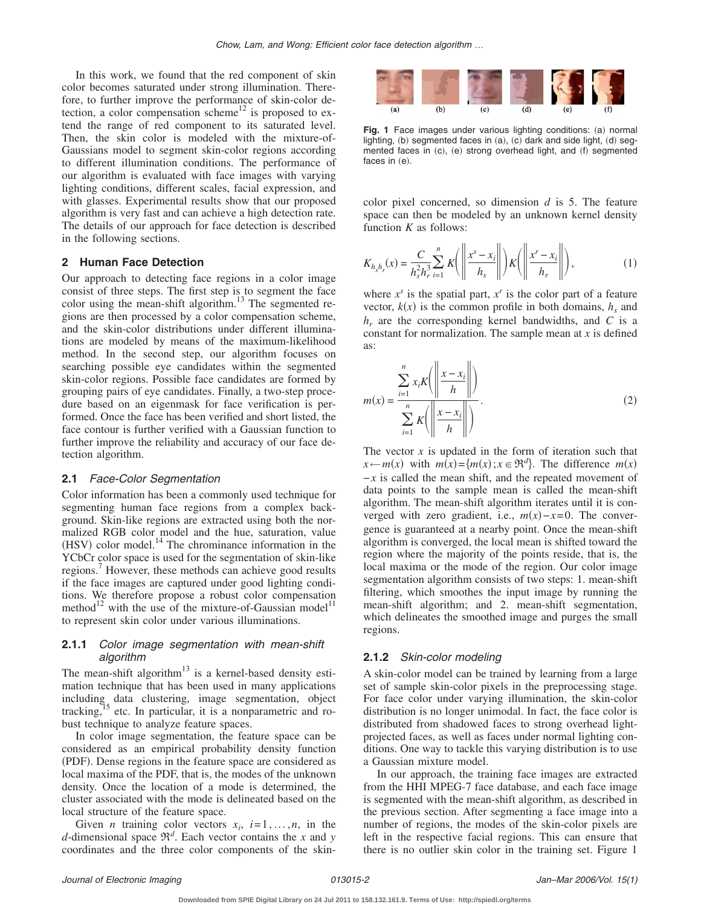In this work, we found that the red component of skin color becomes saturated under strong illumination. Therefore, to further improve the performance of skin-color detection, a color compensation scheme[12] is proposed to extend the range of red component to its saturated level. Then, the skin color is modeled with the mixture-of-Gaussians model to segment skin-color regions according to different illumination conditions. The performance of our algorithm is evaluated with face images with varying lighting conditions, different scales, facial expression, and with glasses. Experimental results show that our proposed algorithm is very fast and can achieve a high detection rate. The details of our approach for face detection is described in the following sections.

## 2 Human Face Detection

Our approach to detecting face regions in a color image consist of three steps. The first step is to segment the face color using the mean-shift algorithm.[13] The segmented regions are then processed by a color compensation scheme, and the skin-color distributions under different illuminations are modeled by means of the maximum-likelihood method. In the second step, our algorithm focuses on searching possible eye candidates within the segmented skin-color regions. Possible face candidates are formed by grouping pairs of eye candidates. Finally, a two-step procedure based on an eigenmask for face verification is performed. Once the face has been verified and short listed, the face contour is further verified with a Gaussian function to further improve the reliability and accuracy of our face detection algorithm.

### 2.1 *Face-Color Segmentation*

Color information has been a commonly used technique for segmenting human face regions from a complex background. Skin-like regions are extracted using both the normalized RGB color model and the hue, saturation, value (HSV) color model.[14] The chrominance information in the YCbCr color space is used for the segmentation of skin-like regions.[7] However, these methods can achieve good results if the face images are captured under good lighting conditions. We therefore propose a robust color compensation method[12] with the use of the mixture-of-Gaussian model[11] to represent skin color under various illuminations.

#### 2.1.1 *Color image segmentation with mean-shift algorithm*

The mean-shift algorithm[13] is a kernel-based density estimation technique that has been used in many applications including data clustering, image segmentation, object tracking,[15] etc. In particular, it is a nonparametric and robust technique to analyze feature spaces.

In color image segmentation, the feature space can be considered as an empirical probability density function (PDF). Dense regions in the feature space are considered as local maxima of the PDF, that is, the modes of the unknown density. Once the location of a mode is determined, the cluster associated with the mode is delineated based on the local structure of the feature space.

Given $n$ training color vectors $x_i$, $i=1,\ldots,n$, in the $d$-dimensional space $\Re^d$. Each vector contains the $x$ and $y$ coordinates and the three color components of the skin-color pixel concerned, so dimension $d$ is 5. The feature space can then be modeled by an unknown kernel density function $K$ as follows:

$$K_{h_s h_r}(x) = \frac{C}{h_s^2 h_r^3} \sum_{i=1}^{n} K\left( \left\| \frac{x^s - x_i}{h_s} \right\| \right) K\left( \left\| \frac{x^r - x_i}{h_r} \right\| \right), \tag{1}$$

where $x^s$ is the spatial part, $x^r$ is the color part of a feature vector, $k(x)$ is the common profile in both domains, $h_s$ and $h_r$ are the corresponding kernel bandwidths, and $C$ is a constant for normalization. The sample mean at $x$ is defined as:

$$m(x) = \frac{\sum_{i=1}^{n} x_i K\left( \left\| \frac{x - x_i}{h} \right\| \right)}{\sum_{i=1}^{n} K\left( \left\| \frac{x - x_i}{h} \right\| \right)}. \tag{2}$$

The vector $x$ is updated in the form of iteration such that $x \leftarrow m(x)$ with $m(x) = \{m(x); x \in \Re^d\}$. The difference $m(x) - x$ is called the mean shift, and the repeated movement of data points to the sample mean is called the mean-shift algorithm. The mean-shift algorithm iterates until it is converged with zero gradient, i.e., $m(x) - x = 0$. The convergence is guaranteed at a nearby point. Once the mean-shift algorithm is converged, the local mean is shifted toward the region where the majority of the points reside, that is, the local maxima or the mode of the region. Our color image segmentation algorithm consists of two steps: 1. mean-shift filtering, which smoothes the input image by running the mean-shift algorithm; and 2. mean-shift segmentation, which delineates the smoothed image and purges the small regions.

**Fig. 1** Face images under various lighting conditions: (a) normal lighting, (b) segmented faces in (a), (c) dark and side light, (d) segmented faces in (c), (e) strong overhead light, and (f) segmented faces in (e).

#### 2.1.2 *Skin-color modeling*

A skin-color model can be trained by learning from a large set of sample skin-color pixels in the preprocessing stage. For face color under varying illumination, the skin-color distribution is no longer unimodal. In fact, the face color is distributed from shadowed faces to strong overhead light-projected faces, as well as faces under normal lighting conditions. One way to tackle this varying distribution is to use a Gaussian mixture model.

In our approach, the training face images are extracted from the HHI MPEG-7 face database, and each face image is segmented with the mean-shift algorithm, as described in the previous section. After segmenting a face image into a number of regions, the modes of the skin-color pixels are left in the respective facial regions. This can ensure that there is no outlier skin color in the training set. Figure 1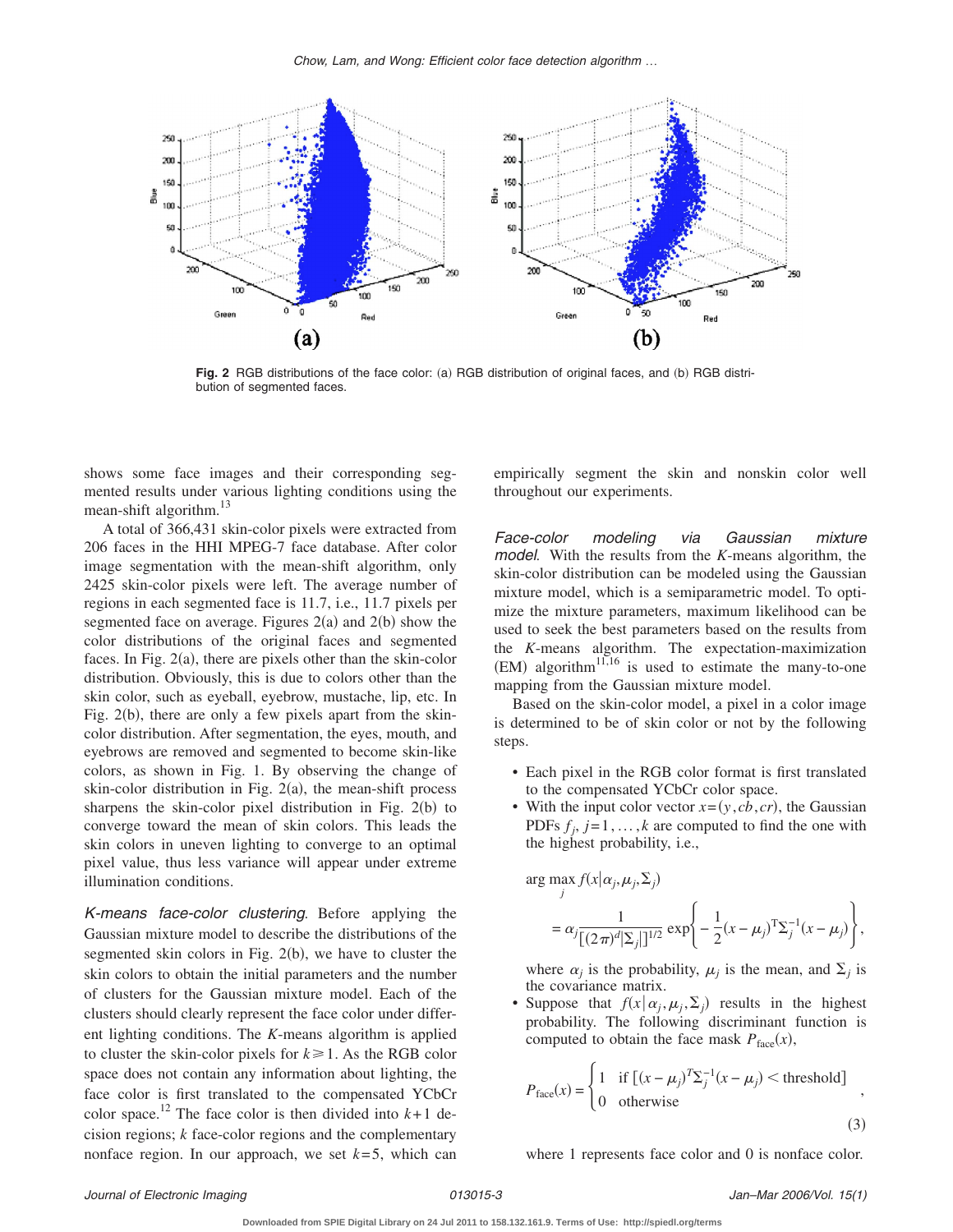**Fig. 2** RGB distributions of the face color: (a) RGB distribution of original faces, and (b) RGB distribution of segmented faces.

shows some face images and their corresponding segmented results under various lighting conditions using the mean-shift algorithm.[13]

A total of 366,431 skin-color pixels were extracted from 206 faces in the HHI MPEG-7 face database. After color image segmentation with the mean-shift algorithm, only 2425 skin-color pixels were left. The average number of regions in each segmented face is 11.7, i.e., 11.7 pixels per segmented face on average. Figures 2(a) and 2(b) show the color distributions of the original faces and segmented faces. In Fig. 2(a), there are pixels other than the skin-color distribution. Obviously, this is due to colors other than the skin color, such as eyeball, eyebrow, mustache, lip, etc. In Fig. 2(b), there are only a few pixels apart from the skin-color distribution. After segmentation, the eyes, mouth, and eyebrows are removed and segmented to become skin-like colors, as shown in Fig. 1. By observing the change of skin-color distribution in Fig. 2(a), the mean-shift process sharpens the skin-color pixel distribution in Fig. 2(b) to converge toward the mean of skin colors. This leads the skin colors in uneven lighting to converge to an optimal pixel value, thus less variance will appear under extreme illumination conditions.

*K-means face-color clustering*. Before applying the Gaussian mixture model to describe the distributions of the segmented skin colors in Fig. 2(b), we have to cluster the skin colors to obtain the initial parameters and the number of clusters for the Gaussian mixture model. Each of the clusters should clearly represent the face color under different lighting conditions. The *K*-means algorithm is applied to cluster the skin-color pixels for $k \geq 1$. As the RGB color space does not contain any information about lighting, the face color is first translated to the compensated YCbCr color space.[12] The face color is then divided into $k+1$ decision regions; $k$ face-color regions and the complementary nonface region. In our approach, we set $k=5$, which can empirically segment the skin and nonskin color well throughout our experiments.

*Face-color modeling via Gaussian mixture model*. With the results from the *K*-means algorithm, the skin-color distribution can be modeled using the Gaussian mixture model, which is a semiparametric model. To optimize the mixture parameters, maximum likelihood can be used to seek the best parameters based on the results from the *K*-means algorithm. The expectation-maximization (EM) algorithm[11,16] is used to estimate the many-to-one mapping from the Gaussian mixture model.

Based on the skin-color model, a pixel in a color image is determined to be of skin color or not by the following steps.

- Each pixel in the RGB color format is first translated to the compensated YCbCr color space.
- With the input color vector $x=(y,cb,cr)$, the Gaussian PDFs $f_j$, $j=1,\ldots,k$ are computed to find the one with the highest probability, i.e.,

$$\arg\max_j f(x|\alpha_j,\mu_j,\Sigma_j) = \alpha_j \frac{1}{[(2\pi)^d|\Sigma_j|]^{1/2}} \exp\left\{-\frac{1}{2}(x-\mu_j)^{\mathrm{T}}\Sigma_j^{-1}(x-\mu_j)\right\},$$

  where $\alpha_j$ is the probability, $\mu_j$ is the mean, and $\Sigma_j$ is the covariance matrix.
- Suppose that $f(x|\alpha_j,\mu_j,\Sigma_j)$ results in the highest probability. The following discriminant function is computed to obtain the face mask $P_{\mathrm{face}}(x)$,

$$P_{\mathrm{face}}(x) = \begin{cases} 1 & \text{if } [(x-\mu_j)^T\Sigma_j^{-1}(x-\mu_j) < \text{threshold}] \\ 0 & \text{otherwise} \end{cases}, \quad (3)$$

  where 1 represents face color and 0 is nonface color.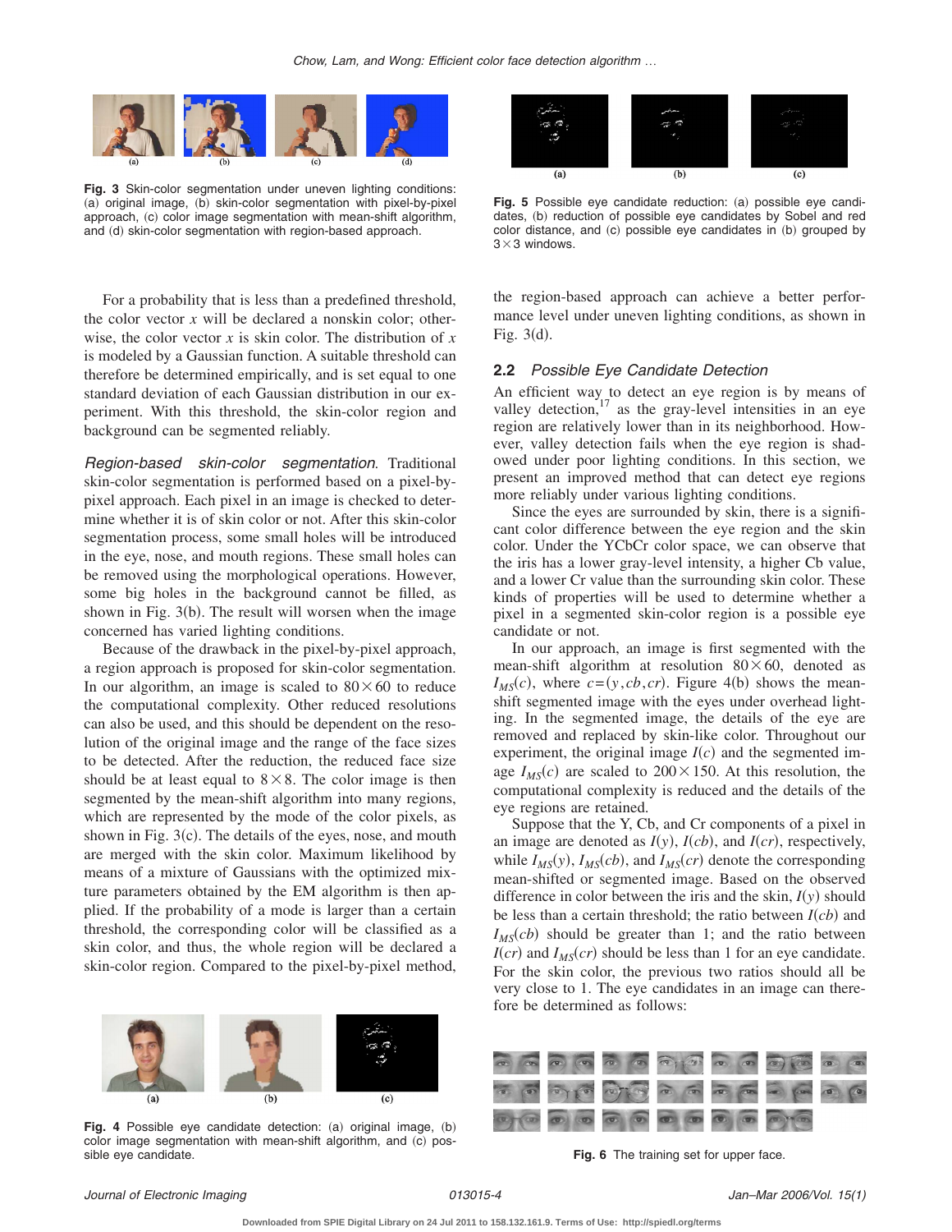**Fig. 3** Skin-color segmentation under uneven lighting conditions: (a) original image, (b) skin-color segmentation with pixel-by-pixel approach, (c) color image segmentation with mean-shift algorithm, and (d) skin-color segmentation with region-based approach.

**Fig. 5** Possible eye candidate reduction: (a) possible eye candidates, (b) reduction of possible eye candidates by Sobel and red color distance, and (c) possible eye candidates in (b) grouped by $3 \times 3$ windows.

For a probability that is less than a predefined threshold, the color vector $x$ will be declared a nonskin color; otherwise, the color vector $x$ is skin color. The distribution of $x$ is modeled by a Gaussian function. A suitable threshold can therefore be determined empirically, and is set equal to one standard deviation of each Gaussian distribution in our experiment. With this threshold, the skin-color region and background can be segmented reliably.

*Region-based skin-color segmentation.* Traditional skin-color segmentation is performed based on a pixel-by-pixel approach. Each pixel in an image is checked to determine whether it is of skin color or not. After this skin-color segmentation process, some small holes will be introduced in the eye, nose, and mouth regions. These small holes can be removed using the morphological operations. However, some big holes in the background cannot be filled, as shown in Fig. 3(b). The result will worsen when the image concerned has varied lighting conditions.

Because of the drawback in the pixel-by-pixel approach, a region approach is proposed for skin-color segmentation. In our algorithm, an image is scaled to $80 \times 60$ to reduce the computational complexity. Other reduced resolutions can also be used, and this should be dependent on the resolution of the original image and the range of the face sizes to be detected. After the reduction, the reduced face size should be at least equal to $8 \times 8$. The color image is then segmented by the mean-shift algorithm into many regions, which are represented by the mode of the color pixels, as shown in Fig. 3(c). The details of the eyes, nose, and mouth are merged with the skin color. Maximum likelihood by means of a mixture of Gaussians with the optimized mixture parameters obtained by the EM algorithm is then applied. If the probability of a mode is larger than a certain threshold, the corresponding color will be classified as a skin color, and thus, the whole region will be declared a skin-color region. Compared to the pixel-by-pixel method, the region-based approach can achieve a better performance level under uneven lighting conditions, as shown in Fig. 3(d).

## 2.2 *Possible Eye Candidate Detection*

An efficient way to detect an eye region is by means of valley detection,[17] as the gray-level intensities in an eye region are relatively lower than in its neighborhood. However, valley detection fails when the eye region is shadowed under poor lighting conditions. In this section, we present an improved method that can detect eye regions more reliably under various lighting conditions.

Since the eyes are surrounded by skin, there is a significant color difference between the eye region and the skin color. Under the YCbCr color space, we can observe that the iris has a lower gray-level intensity, a higher Cb value, and a lower Cr value than the surrounding skin color. These kinds of properties will be used to determine whether a pixel in a segmented skin-color region is a possible eye candidate or not.

In our approach, an image is first segmented with the mean-shift algorithm at resolution $80 \times 60$, denoted as $I_{MS}(c)$, where $c=(y,cb,cr)$. Figure 4(b) shows the mean-shift segmented image with the eyes under overhead lighting. In the segmented image, the details of the eye are removed and replaced by skin-like color. Throughout our experiment, the original image $I(c)$ and the segmented image $I_{MS}(c)$ are scaled to $200 \times 150$. At this resolution, the computational complexity is reduced and the details of the eye regions are retained.

Suppose that the Y, Cb, and Cr components of a pixel in an image are denoted as $I(y)$, $I(cb)$, and $I(cr)$, respectively, while $I_{MS}(y)$, $I_{MS}(cb)$, and $I_{MS}(cr)$ denote the corresponding mean-shifted or segmented image. Based on the observed difference in color between the iris and the skin, $I(y)$ should be less than a certain threshold; the ratio between $I(cb)$ and $I_{MS}(cb)$ should be greater than 1; and the ratio between $I(cr)$ and $I_{MS}(cr)$ should be less than 1 for an eye candidate. For the skin color, the previous two ratios should all be very close to 1. The eye candidates in an image can therefore be determined as follows:

**Fig. 4** Possible eye candidate detection: (a) original image, (b) color image segmentation with mean-shift algorithm, and (c) possible eye candidate.

**Fig. 6** The training set for upper face.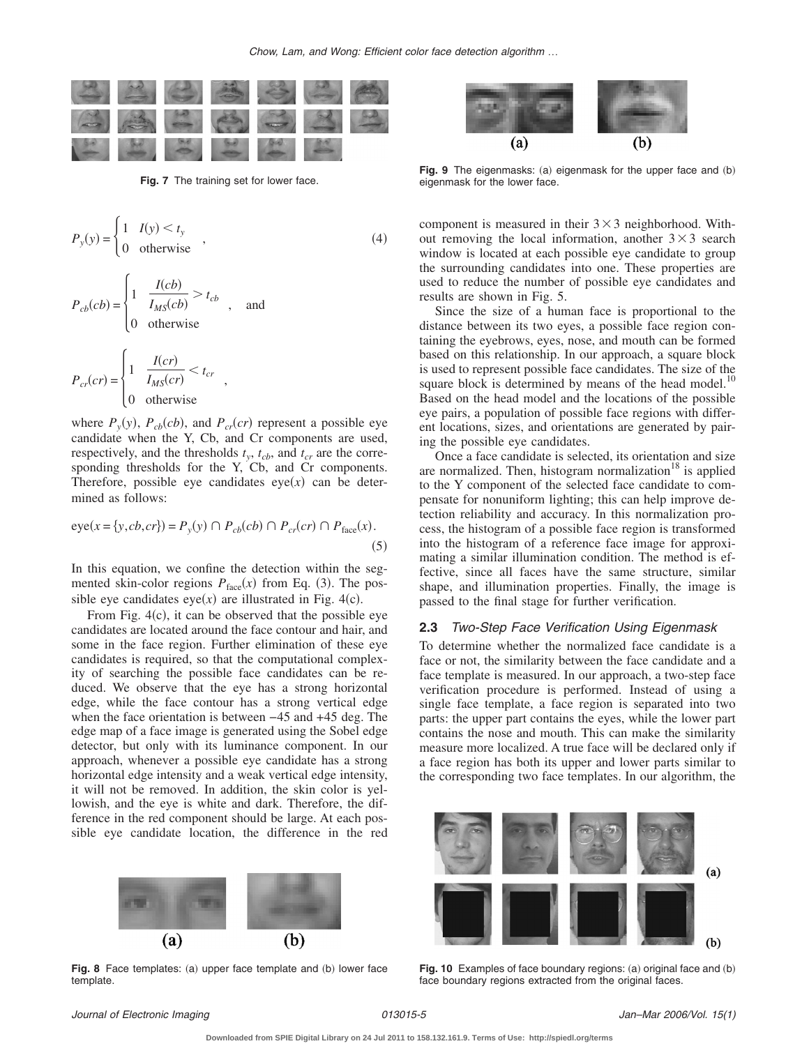Fig. 7 The training set for lower face.

$$P_y(y) = \begin{cases} 1 & I(y) < t_y \\ 0 & \text{otherwise} \end{cases}, \tag{4}$$

$$P_{cb}(cb) = \begin{cases} 1 & \dfrac{I(cb)}{I_{MS}(cb)} > t_{cb} \\ 0 & \text{otherwise} \end{cases}, \quad \text{and}$$

$$P_{cr}(cr) = \begin{cases} 1 & \dfrac{I(cr)}{I_{MS}(cr)} < t_{cr} \\ 0 & \text{otherwise} \end{cases},$$

where $P_y(y)$, $P_{cb}(cb)$, and $P_{cr}(cr)$ represent a possible eye candidate when the Y, Cb, and Cr components are used, respectively, and the thresholds $t_y$, $t_{cb}$, and $t_{cr}$ are the corresponding thresholds for the Y, Cb, and Cr components. Therefore, possible eye candidates $\text{eye}(x)$ can be determined as follows:

$$\text{eye}(x = \{y, cb, cr\}) = P_y(y) \cap P_{cb}(cb) \cap P_{cr}(cr) \cap P_{\text{face}}(x). \tag{5}$$

In this equation, we confine the detection within the segmented skin-color regions $P_{\text{face}}(x)$ from Eq. (3). The possible eye candidates $\text{eye}(x)$ are illustrated in Fig. 4(c).

From Fig. 4(c), it can be observed that the possible eye candidates are located around the face contour and hair, and some in the face region. Further elimination of these eye candidates is required, so that the computational complexity of searching the possible face candidates can be reduced. We observe that the eye has a strong horizontal edge, while the face contour has a strong vertical edge when the face orientation is between −45 and +45 deg. The edge map of a face image is generated using the Sobel edge detector, but only with its luminance component. In our approach, whenever a possible eye candidate has a strong horizontal edge intensity and a weak vertical edge intensity, it will not be removed. In addition, the skin color is yellowish, and the eye is white and dark. Therefore, the difference in the red component should be large. At each possible eye candidate location, the difference in the red component is measured in their $3 \times 3$ neighborhood. Without removing the local information, another $3 \times 3$ search window is located at each possible eye candidate to group the surrounding candidates into one. These properties are used to reduce the number of possible eye candidates and results are shown in Fig. 5.

Fig. 8 Face templates: (a) upper face template and (b) lower face template.

Fig. 9 The eigenmasks: (a) eigenmask for the upper face and (b) eigenmask for the lower face.

Since the size of a human face is proportional to the distance between its two eyes, a possible face region containing the eyebrows, eyes, nose, and mouth can be formed based on this relationship. In our approach, a square block is used to represent possible face candidates. The size of the square block is determined by means of the head model.[10] Based on the head model and the locations of the possible eye pairs, a population of possible face regions with different locations, sizes, and orientations are generated by pairing the possible eye candidates.

Once a face candidate is selected, its orientation and size are normalized. Then, histogram normalization[18] is applied to the Y component of the selected face candidate to compensate for nonuniform lighting; this can help improve detection reliability and accuracy. In this normalization process, the histogram of a possible face region is transformed into the histogram of a reference face image for approximating a similar illumination condition. The method is effective, since all faces have the same structure, similar shape, and illumination properties. Finally, the image is passed to the final stage for further verification.

### 2.3 *Two-Step Face Verification Using Eigenmask*

To determine whether the normalized face candidate is a face or not, the similarity between the face candidate and a face template is measured. In our approach, a two-step face verification procedure is performed. Instead of using a single face template, a face region is separated into two parts: the upper part contains the eyes, while the lower part contains the nose and mouth. This can make the similarity measure more localized. A true face will be declared only if a face region has both its upper and lower parts similar to the corresponding two face templates. In our algorithm, the

Fig. 10 Examples of face boundary regions: (a) original face and (b) face boundary regions extracted from the original faces.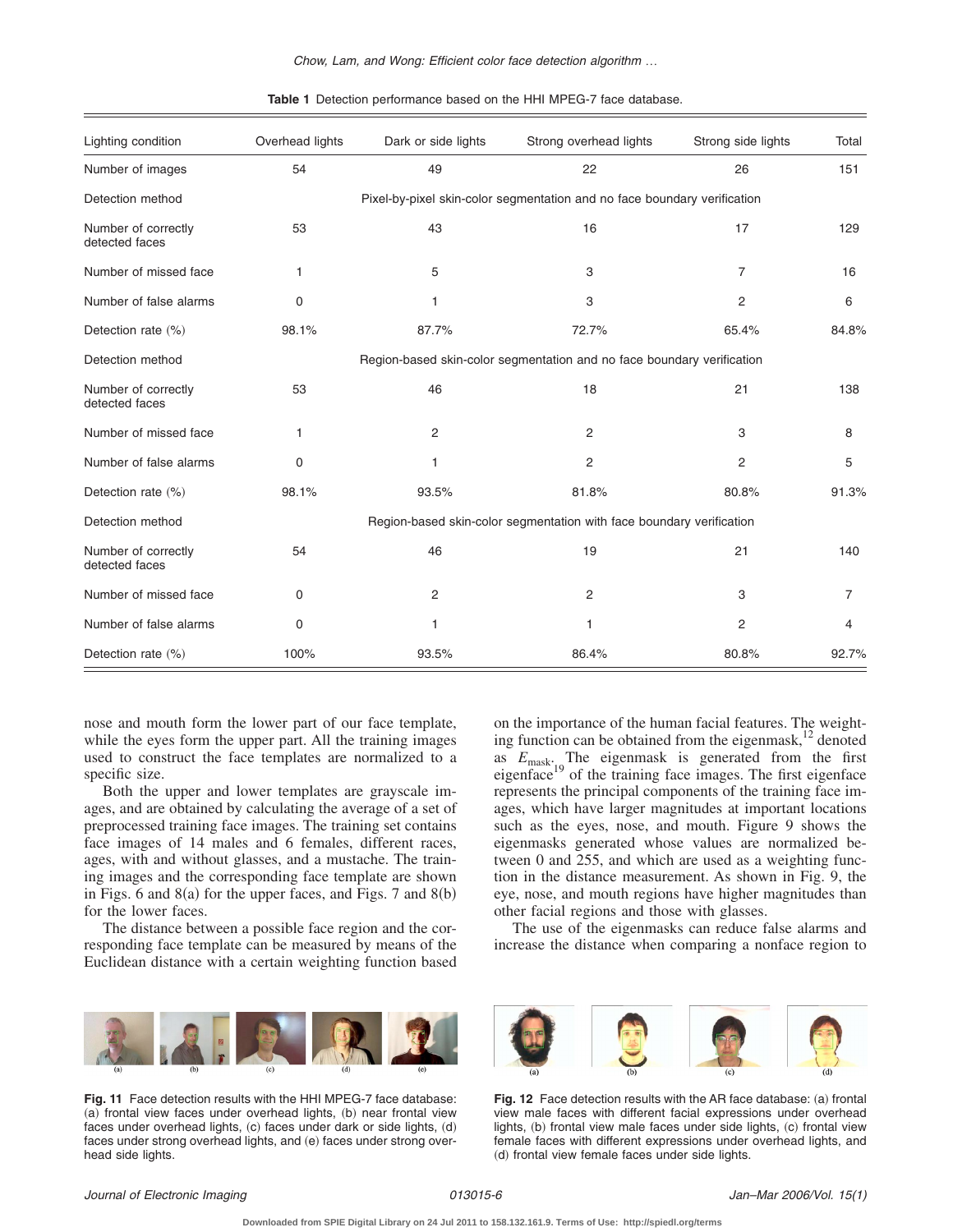**Table 1** Detection performance based on the HHI MPEG-7 face database.

| Lighting condition | Overhead lights | Dark or side lights | Strong overhead lights | Strong side lights | Total |
|---|---|---|---|---|---|
| Number of images | 54 | 49 | 22 | 26 | 151 |
| Detection method | Pixel-by-pixel skin-color segmentation and no face boundary verification | | | | |
| Number of correctly detected faces | 53 | 43 | 16 | 17 | 129 |
| Number of missed face | 1 | 5 | 3 | 7 | 16 |
| Number of false alarms | 0 | 1 | 3 | 2 | 6 |
| Detection rate (%) | 98.1% | 87.7% | 72.7% | 65.4% | 84.8% |
| Detection method | Region-based skin-color segmentation and no face boundary verification | | | | |
| Number of correctly detected faces | 53 | 46 | 18 | 21 | 138 |
| Number of missed face | 1 | 2 | 2 | 3 | 8 |
| Number of false alarms | 0 | 1 | 2 | 2 | 5 |
| Detection rate (%) | 98.1% | 93.5% | 81.8% | 80.8% | 91.3% |
| Detection method | Region-based skin-color segmentation with face boundary verification | | | | |
| Number of correctly detected faces | 54 | 46 | 19 | 21 | 140 |
| Number of missed face | 0 | 2 | 2 | 3 | 7 |
| Number of false alarms | 0 | 1 | 1 | 2 | 4 |
| Detection rate (%) | 100% | 93.5% | 86.4% | 80.8% | 92.7% |

nose and mouth form the lower part of our face template, while the eyes form the upper part. All the training images used to construct the face templates are normalized to a specific size.

Both the upper and lower templates are grayscale images, and are obtained by calculating the average of a set of preprocessed training face images. The training set contains face images of 14 males and 6 females, different races, ages, with and without glasses, and a mustache. The training images and the corresponding face template are shown in Figs. 6 and 8(a) for the upper faces, and Figs. 7 and 8(b) for the lower faces.

The distance between a possible face region and the corresponding face template can be measured by means of the Euclidean distance with a certain weighting function based on the importance of the human facial features. The weighting function can be obtained from the eigenmask,[12] denoted as $E_{\text{mask}}$. The eigenmask is generated from the first eigenface[19] of the training face images. The first eigenface represents the principal components of the training face images, which have larger magnitudes at important locations such as the eyes, nose, and mouth. Figure 9 shows the eigenmasks generated whose values are normalized between 0 and 255, and which are used as a weighting function in the distance measurement. As shown in Fig. 9, the eye, nose, and mouth regions have higher magnitudes than other facial regions and those with glasses.

The use of the eigenmasks can reduce false alarms and increase the distance when comparing a nonface region to

**Fig. 11** Face detection results with the HHI MPEG-7 face database: (a) frontal view faces under overhead lights, (b) near frontal view faces under overhead lights, (c) faces under dark or side lights, (d) faces under strong overhead lights, and (e) faces under strong overhead side lights.

**Fig. 12** Face detection results with the AR face database: (a) frontal view male faces with different facial expressions under overhead lights, (b) frontal view male faces under side lights, (c) frontal view female faces with different expressions under overhead lights, and (d) frontal view female faces under side lights.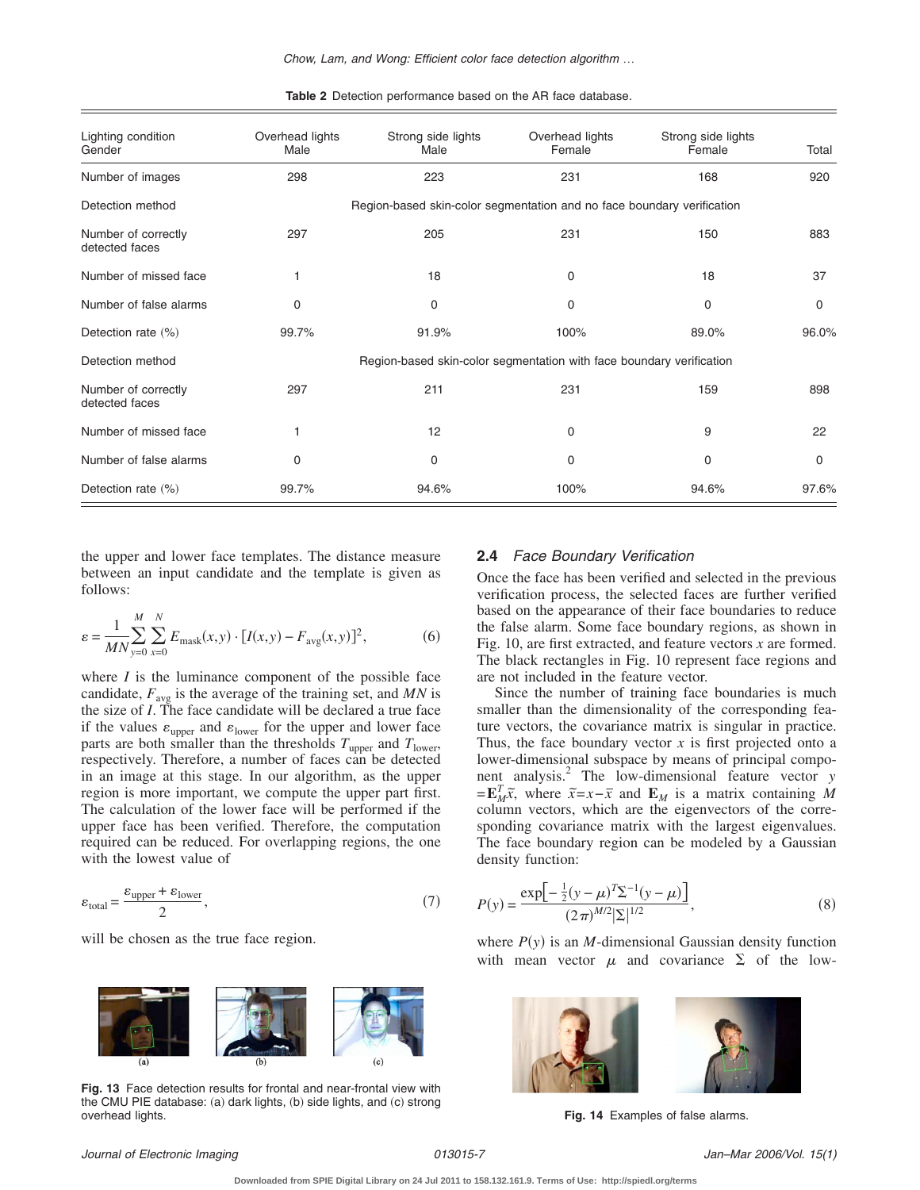**Table 2** Detection performance based on the AR face database.

| Lighting condition Gender | Overhead lights Male | Strong side lights Male | Overhead lights Female | Strong side lights Female | Total |
|---|---|---|---|---|---|
| Number of images | 298 | 223 | 231 | 168 | 920 |
| Detection method | Region-based skin-color segmentation and no face boundary verification | | | | |
| Number of correctly detected faces | 297 | 205 | 231 | 150 | 883 |
| Number of missed face | 1 | 18 | 0 | 18 | 37 |
| Number of false alarms | 0 | 0 | 0 | 0 | 0 |
| Detection rate (%) | 99.7% | 91.9% | 100% | 89.0% | 96.0% |
| Detection method | Region-based skin-color segmentation with face boundary verification | | | | |
| Number of correctly detected faces | 297 | 211 | 231 | 159 | 898 |
| Number of missed face | 1 | 12 | 0 | 9 | 22 |
| Number of false alarms | 0 | 0 | 0 | 0 | 0 |
| Detection rate (%) | 99.7% | 94.6% | 100% | 94.6% | 97.6% |

the upper and lower face templates. The distance measure between an input candidate and the template is given as follows:

$$\varepsilon = \frac{1}{MN}\sum_{y=0}^{M}\sum_{x=0}^{N} E_{\text{mask}}(x,y)\cdot[I(x,y) - F_{\text{avg}}(x,y)]^2, \tag{6}$$

where $I$ is the luminance component of the possible face candidate, $F_{\text{avg}}$ is the average of the training set, and $MN$ is the size of $I$. The face candidate will be declared a true face if the values $\varepsilon_{\text{upper}}$ and $\varepsilon_{\text{lower}}$ for the upper and lower face parts are both smaller than the thresholds $T_{\text{upper}}$ and $T_{\text{lower}}$, respectively. Therefore, a number of faces can be detected in an image at this stage. In our algorithm, as the upper region is more important, we compute the upper part first. The calculation of the lower face will be performed if the upper face has been verified. Therefore, the computation required can be reduced. For overlapping regions, the one with the lowest value of

$$\varepsilon_{\text{total}} = \frac{\varepsilon_{\text{upper}} + \varepsilon_{\text{lower}}}{2}, \tag{7}$$

will be chosen as the true face region.

**Fig. 13** Face detection results for frontal and near-frontal view with the CMU PIE database: (a) dark lights, (b) side lights, and (c) strong overhead lights.

## 2.4 *Face Boundary Verification*

Once the face has been verified and selected in the previous verification process, the selected faces are further verified based on the appearance of their face boundaries to reduce the false alarm. Some face boundary regions, as shown in Fig. 10, are first extracted, and feature vectors $x$ are formed. The black rectangles in Fig. 10 represent face regions and are not included in the feature vector.

Since the number of training face boundaries is much smaller than the dimensionality of the corresponding feature vectors, the covariance matrix is singular in practice. Thus, the face boundary vector $x$ is first projected onto a lower-dimensional subspace by means of principal component analysis.[2] The low-dimensional feature vector $y = \mathbf{E}_M^T \tilde{x}$, where $\tilde{x} = x - \bar{x}$ and $\mathbf{E}_M$ is a matrix containing $M$ column vectors, which are the eigenvectors of the corresponding covariance matrix with the largest eigenvalues. The face boundary region can be modeled by a Gaussian density function:

$$P(y) = \frac{\exp\left[-\frac{1}{2}(y-\mu)^T\Sigma^{-1}(y-\mu)\right]}{(2\pi)^{M/2}|\Sigma|^{1/2}}, \tag{8}$$

where $P(y)$ is an $M$-dimensional Gaussian density function with mean vector $\mu$ and covariance $\Sigma$ of the low-

**Fig. 14** Examples of false alarms.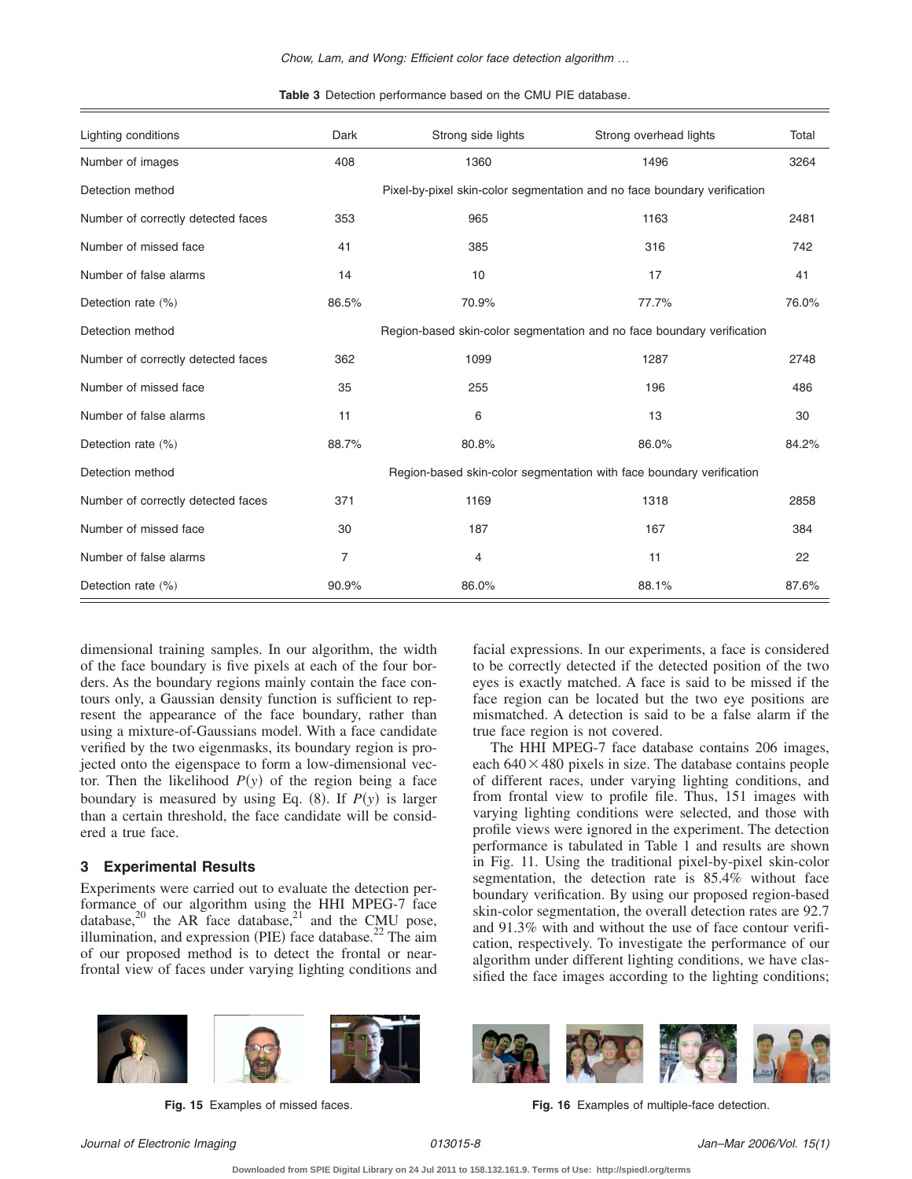**Table 3** Detection performance based on the CMU PIE database.

| Lighting conditions | Dark | Strong side lights | Strong overhead lights | Total |
|---|---|---|---|---|
| Number of images | 408 | 1360 | 1496 | 3264 |
| Detection method | Pixel-by-pixel skin-color segmentation and no face boundary verification | | | |
| Number of correctly detected faces | 353 | 965 | 1163 | 2481 |
| Number of missed face | 41 | 385 | 316 | 742 |
| Number of false alarms | 14 | 10 | 17 | 41 |
| Detection rate (%) | 86.5% | 70.9% | 77.7% | 76.0% |
| Detection method | Region-based skin-color segmentation and no face boundary verification | | | |
| Number of correctly detected faces | 362 | 1099 | 1287 | 2748 |
| Number of missed face | 35 | 255 | 196 | 486 |
| Number of false alarms | 11 | 6 | 13 | 30 |
| Detection rate (%) | 88.7% | 80.8% | 86.0% | 84.2% |
| Detection method | Region-based skin-color segmentation with face boundary verification | | | |
| Number of correctly detected faces | 371 | 1169 | 1318 | 2858 |
| Number of missed face | 30 | 187 | 167 | 384 |
| Number of false alarms | 7 | 4 | 11 | 22 |
| Detection rate (%) | 90.9% | 86.0% | 88.1% | 87.6% |

dimensional training samples. In our algorithm, the width of the face boundary is five pixels at each of the four borders. As the boundary regions mainly contain the face contours only, a Gaussian density function is sufficient to represent the appearance of the face boundary, rather than using a mixture-of-Gaussians model. With a face candidate verified by the two eigenmasks, its boundary region is projected onto the eigenspace to form a low-dimensional vector. Then the likelihood $P(y)$ of the region being a face boundary is measured by using Eq. (8). If $P(y)$ is larger than a certain threshold, the face candidate will be considered a true face.

## 3 Experimental Results

Experiments were carried out to evaluate the detection performance of our algorithm using the HHI MPEG-7 face database,[20] the AR face database,[21] and the CMU pose, illumination, and expression (PIE) face database.[22] The aim of our proposed method is to detect the frontal or near-frontal view of faces under varying lighting conditions and facial expressions. In our experiments, a face is considered to be correctly detected if the detected position of the two eyes is exactly matched. A face is said to be missed if the face region can be located but the two eye positions are mismatched. A detection is said to be a false alarm if the true face region is not covered.

The HHI MPEG-7 face database contains 206 images, each $640 \times 480$ pixels in size. The database contains people of different races, under varying lighting conditions, and from frontal view to profile file. Thus, 151 images with varying lighting conditions were selected, and those with profile views were ignored in the experiment. The detection performance is tabulated in Table 1 and results are shown in Fig. 11. Using the traditional pixel-by-pixel skin-color segmentation, the detection rate is 85.4% without face boundary verification. By using our proposed region-based skin-color segmentation, the overall detection rates are 92.7 and 91.3% with and without the use of face contour verification, respectively. To investigate the performance of our algorithm under different lighting conditions, we have classified the face images according to the lighting conditions;

**Fig. 15** Examples of missed faces.

**Fig. 16** Examples of multiple-face detection.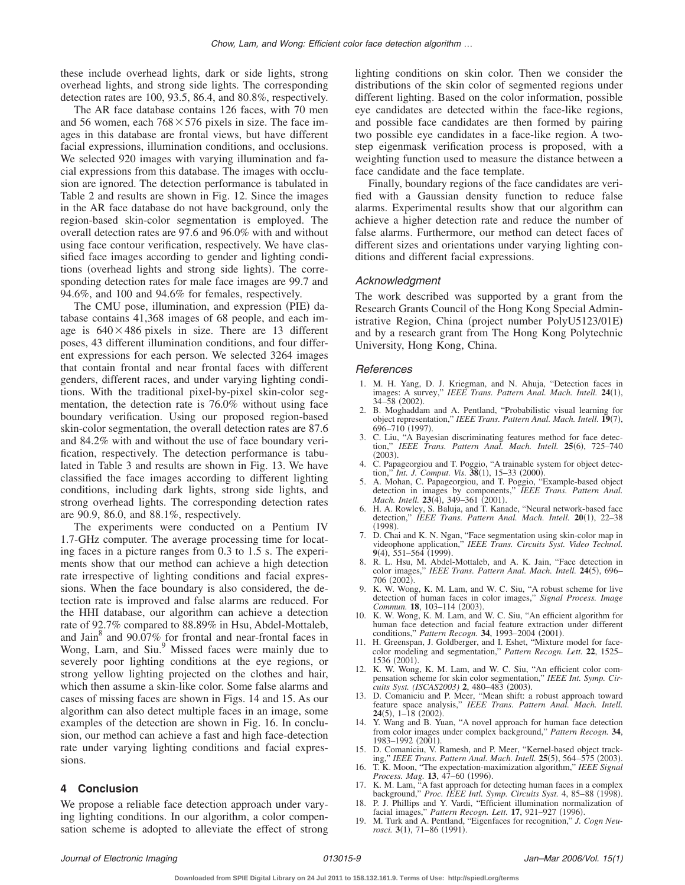these include overhead lights, dark or side lights, strong overhead lights, and strong side lights. The corresponding detection rates are 100, 93.5, 86.4, and 80.8%, respectively.

The AR face database contains 126 faces, with 70 men and 56 women, each $768 \times 576$ pixels in size. The face images in this database are frontal views, but have different facial expressions, illumination conditions, and occlusions. We selected 920 images with varying illumination and facial expressions from this database. The images with occlusion are ignored. The detection performance is tabulated in Table 2 and results are shown in Fig. 12. Since the images in the AR face database do not have background, only the region-based skin-color segmentation is employed. The overall detection rates are 97.6 and 96.0% with and without using face contour verification, respectively. We have classified face images according to gender and lighting conditions (overhead lights and strong side lights). The corresponding detection rates for male face images are 99.7 and 94.6%, and 100 and 94.6% for females, respectively.

The CMU pose, illumination, and expression (PIE) database contains 41,368 images of 68 people, and each image is $640 \times 486$ pixels in size. There are 13 different poses, 43 different illumination conditions, and four different expressions for each person. We selected 3264 images that contain frontal and near frontal faces with different genders, different races, and under varying lighting conditions. With the traditional pixel-by-pixel skin-color segmentation, the detection rate is 76.0% without using face boundary verification. Using our proposed region-based skin-color segmentation, the overall detection rates are 87.6 and 84.2% with and without the use of face boundary verification, respectively. The detection performance is tabulated in Table 3 and results are shown in Fig. 13. We have classified the face images according to different lighting conditions, including dark lights, strong side lights, and strong overhead lights. The corresponding detection rates are 90.9, 86.0, and 88.1%, respectively.

The experiments were conducted on a Pentium IV 1.7-GHz computer. The average processing time for locating faces in a picture ranges from 0.3 to 1.5 s. The experiments show that our method can achieve a high detection rate irrespective of lighting conditions and facial expressions. When the face boundary is also considered, the detection rate is improved and false alarms are reduced. For the HHI database, our algorithm can achieve a detection rate of 92.7% compared to 88.89% in Hsu, Abdel-Mottaleb, and Jain[8] and 90.07% for frontal and near-frontal faces in Wong, Lam, and Siu.[9] Missed faces were mainly due to severely poor lighting conditions at the eye regions, or strong yellow lighting projected on the clothes and hair, which then assume a skin-like color. Some false alarms and cases of missing faces are shown in Figs. 14 and 15. As our algorithm can also detect multiple faces in an image, some examples of the detection are shown in Fig. 16. In conclusion, our method can achieve a fast and high face-detection rate under varying lighting conditions and facial expressions.

## 4 Conclusion

We propose a reliable face detection approach under varying lighting conditions. In our algorithm, a color compensation scheme is adopted to alleviate the effect of strong lighting conditions on skin color. Then we consider the distributions of the skin color of segmented regions under different lighting. Based on the color information, possible eye candidates are detected within the face-like regions, and possible face candidates are then formed by pairing two possible eye candidates in a face-like region. A two-step eigenmask verification process is proposed, with a weighting function used to measure the distance between a face candidate and the face template.

Finally, boundary regions of the face candidates are verified with a Gaussian density function to reduce false alarms. Experimental results show that our algorithm can achieve a higher detection rate and reduce the number of false alarms. Furthermore, our method can detect faces of different sizes and orientations under varying lighting conditions and different facial expressions.

### Acknowledgment

The work described was supported by a grant from the Research Grants Council of the Hong Kong Special Administrative Region, China (project number PolyU5123/01E) and by a research grant from The Hong Kong Polytechnic University, Hong Kong, China.

### References

1. M. H. Yang, D. J. Kriegman, and N. Ahuja, "Detection faces in images: A survey," *IEEE Trans. Pattern Anal. Mach. Intell.* **24**(1), 34–58 (2002).
2. B. Moghaddam and A. Pentland, "Probabilistic visual learning for object representation," *IEEE Trans. Pattern Anal. Mach. Intell.* **19**(7), 696–710 (1997).
3. C. Liu, "A Bayesian discriminating features method for face detection," *IEEE Trans. Pattern Anal. Mach. Intell.* **25**(6), 725–740 (2003).
4. C. Papageorgiou and T. Poggio, "A trainable system for object detection," *Int. J. Comput. Vis.* **38**(1), 15–33 (2000).
5. A. Mohan, C. Papageorgiou, and T. Poggio, "Example-based object detection in images by components," *IEEE Trans. Pattern Anal. Mach. Intell.* **23**(4), 349–361 (2001).
6. H. A. Rowley, S. Baluja, and T. Kanade, "Neural network-based face detection," *IEEE Trans. Pattern Anal. Mach. Intell.* **20**(1), 22–38 (1998).
7. D. Chai and K. N. Ngan, "Face segmentation using skin-color map in videophone application," *IEEE Trans. Circuits Syst. Video Technol.* **9**(4), 551–564 (1999).
8. R. L. Hsu, M. Abdel-Mottaleb, and A. K. Jain, "Face detection in color images," *IEEE Trans. Pattern Anal. Mach. Intell.* **24**(5), 696–706 (2002).
9. K. W. Wong, K. M. Lam, and W. C. Siu, "A robust scheme for live detection of human faces in color images," *Signal Process. Image Commun.* **18**, 103–114 (2003).
10. K. W. Wong, K. M. Lam, and W. C. Siu, "An efficient algorithm for human face detection and facial feature extraction under different conditions," *Pattern Recogn.* **34**, 1993–2004 (2001).
11. H. Greenspan, J. Goldberger, and I. Eshet, "Mixture model for face-color modeling and segmentation," *Pattern Recogn. Lett.* **22**, 1525–1536 (2001).
12. K. W. Wong, K. M. Lam, and W. C. Siu, "An efficient color compensation scheme for skin color segmentation," *IEEE Int. Symp. Circuits Syst. (ISCAS2003)* **2**, 480–483 (2003).
13. D. Comaniciu and P. Meer, "Mean shift: a robust approach toward feature space analysis," *IEEE Trans. Pattern Anal. Mach. Intell.* **24**(5), 1–18 (2002).
14. Y. Wang and B. Yuan, "A novel approach for human face detection from color images under complex background," *Pattern Recogn.* **34**, 1983–1992 (2001).
15. D. Comaniciu, V. Ramesh, and P. Meer, "Kernel-based object tracking," *IEEE Trans. Pattern Anal. Mach. Intell.* **25**(5), 564–575 (2003).
16. T. K. Moon, "The expectation-maximization algorithm," *IEEE Signal Process. Mag.* **13**, 47–60 (1996).
17. K. M. Lam, "A fast approach for detecting human faces in a complex background," *Proc. IEEE Intl. Symp. Circuits Syst.* 4, 85–88 (1998).
18. P. J. Phillips and Y. Vardi, "Efficient illumination normalization of facial images," *Pattern Recogn. Lett.* **17**, 921–927 (1996).
19. M. Turk and A. Pentland, "Eigenfaces for recognition," *J. Cogn Neurosci.* **3**(1), 71–86 (1991).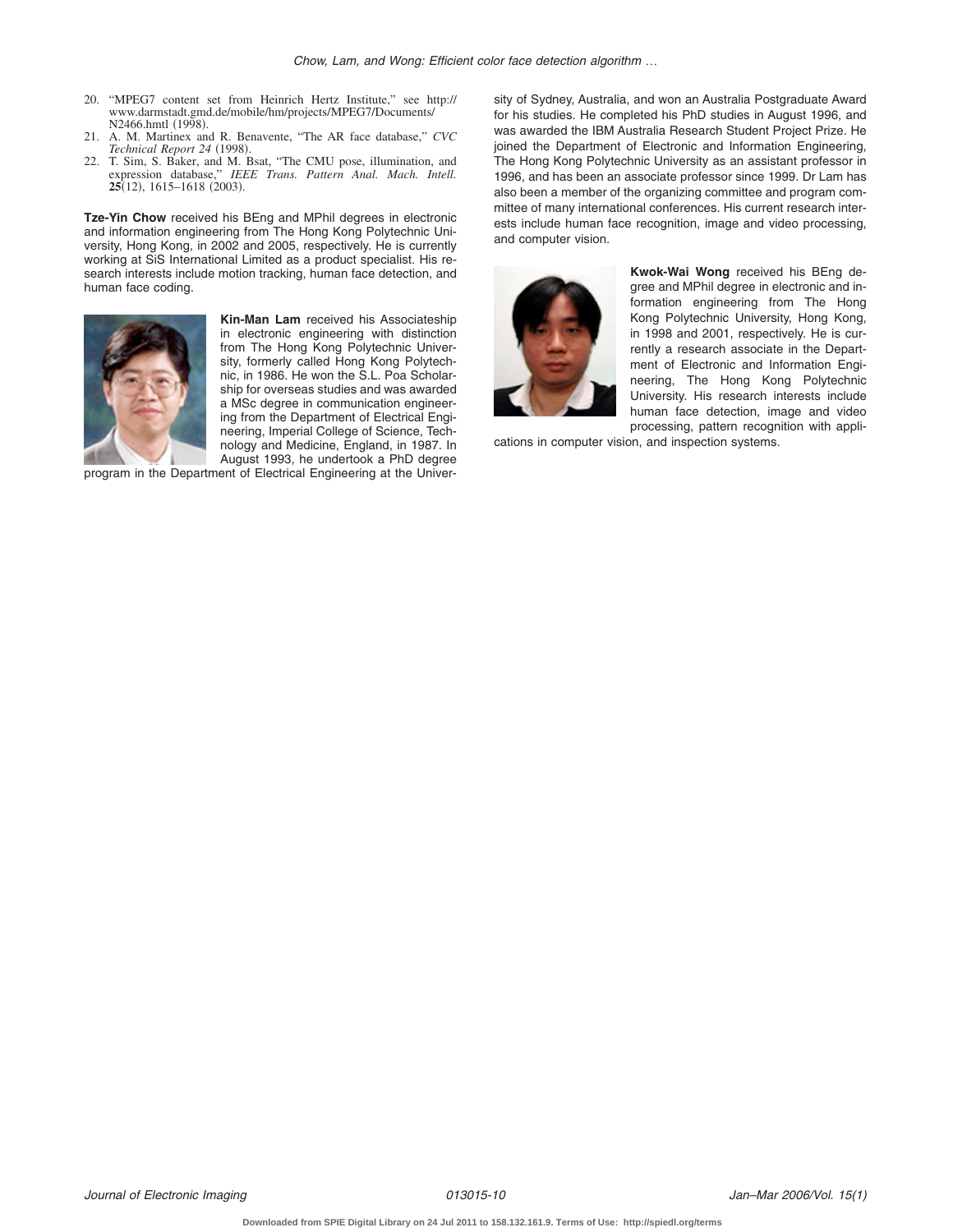20. "MPEG7 content set from Heinrich Hertz Institute," see http://www.darmstadt.gmd.de/mobile/hm/projects/MPEG7/Documents/N2466.hmtl (1998).
21. A. M. Martinex and R. Benavente, "The AR face database," *CVC Technical Report 24* (1998).
22. T. Sim, S. Baker, and M. Bsat, "The CMU pose, illumination, and expression database," *IEEE Trans. Pattern Anal. Mach. Intell.* **25**(12), 1615–1618 (2003).

**Tze-Yin Chow** received his BEng and MPhil degrees in electronic and information engineering from The Hong Kong Polytechnic University, Hong Kong, in 2002 and 2005, respectively. He is currently working at SiS International Limited as a product specialist. His research interests include motion tracking, human face detection, and human face coding.

**Kin-Man Lam** received his Associateship in electronic engineering with distinction from The Hong Kong Polytechnic University, formerly called Hong Kong Polytechnic, in 1986. He won the S.L. Poa Scholarship for overseas studies and was awarded a MSc degree in communication engineering from the Department of Electrical Engineering, Imperial College of Science, Technology and Medicine, England, in 1987. In August 1993, he undertook a PhD degree program in the Department of Electrical Engineering at the University of Sydney, Australia, and won an Australia Postgraduate Award for his studies. He completed his PhD studies in August 1996, and was awarded the IBM Australia Research Student Project Prize. He joined the Department of Electronic and Information Engineering, The Hong Kong Polytechnic University as an assistant professor in 1996, and has been an associate professor since 1999. Dr Lam has also been a member of the organizing committee and program committee of many international conferences. His current research interests include human face recognition, image and video processing, and computer vision.

**Kwok-Wai Wong** received his BEng degree and MPhil degree in electronic and information engineering from The Hong Kong Polytechnic University, Hong Kong, in 1998 and 2001, respectively. He is currently a research associate in the Department of Electronic and Information Engineering, The Hong Kong Polytechnic University. His research interests include human face detection, image and video processing, pattern recognition with applications in computer vision, and inspection systems.